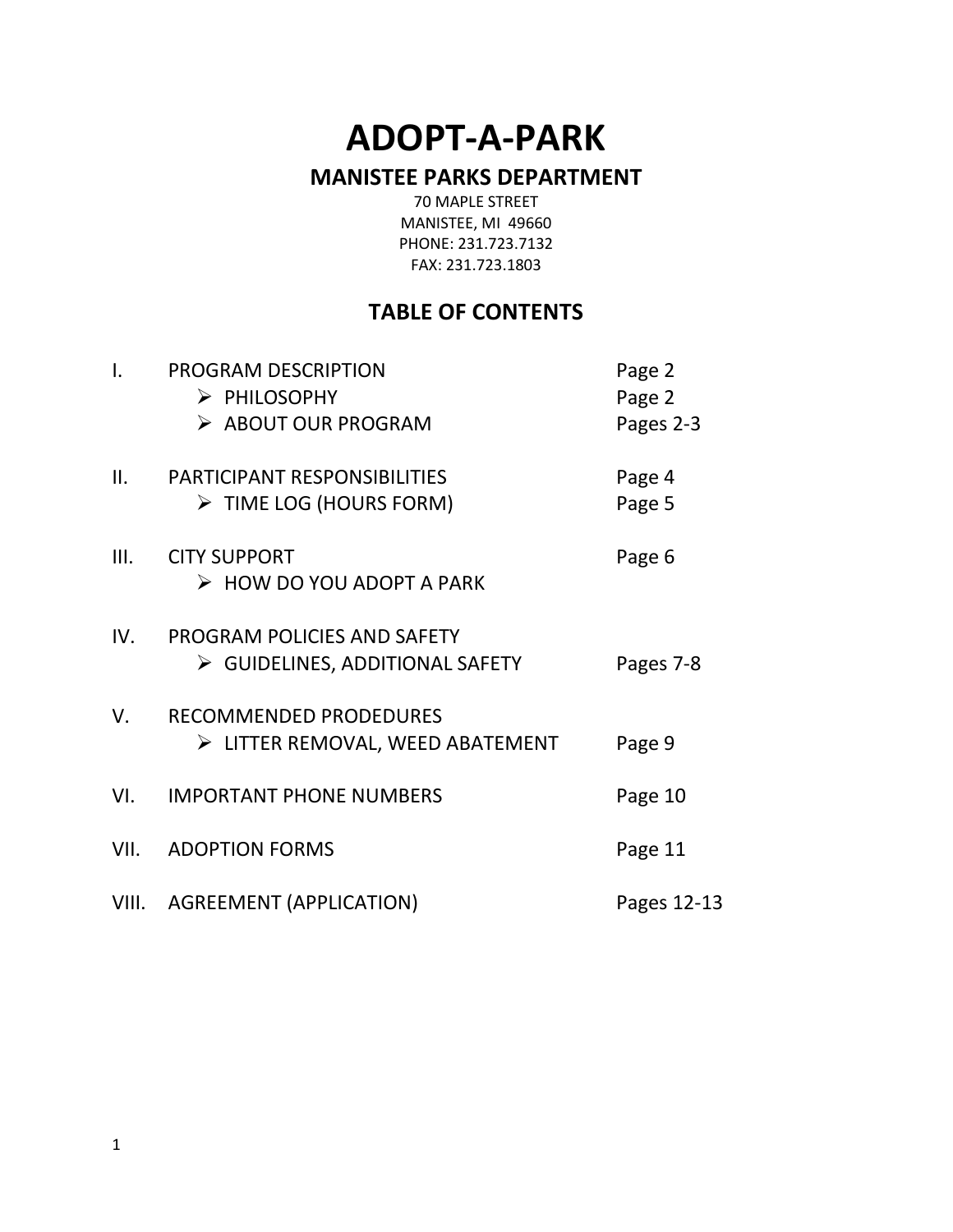# ADOPT-A-PARK

## MANISTEE PARKS DEPARTMENT

70 MAPLE STREET
MANISTEE, MI 49660
PHONE: 231.723.7132
FAX: 231.723.1803

## TABLE OF CONTENTS

| | | |
|---|---|---|
| I. | PROGRAM DESCRIPTION | Page 2 |
| | ➢ PHILOSOPHY | Page 2 |
| | ➢ ABOUT OUR PROGRAM | Pages 2-3 |
| II. | PARTICIPANT RESPONSIBILITIES | Page 4 |
| | ➢ TIME LOG (HOURS FORM) | Page 5 |
| III. | CITY SUPPORT | Page 6 |
| | ➢ HOW DO YOU ADOPT A PARK | |
| IV. | PROGRAM POLICIES AND SAFETY | |
| | ➢ GUIDELINES, ADDITIONAL SAFETY | Pages 7-8 |
| V. | RECOMMENDED PRODEDURES | |
| | ➢ LITTER REMOVAL, WEED ABATEMENT | Page 9 |
| VI. | IMPORTANT PHONE NUMBERS | Page 10 |
| VII. | ADOPTION FORMS | Page 11 |
| VIII. | AGREEMENT (APPLICATION) | Pages 12-13 |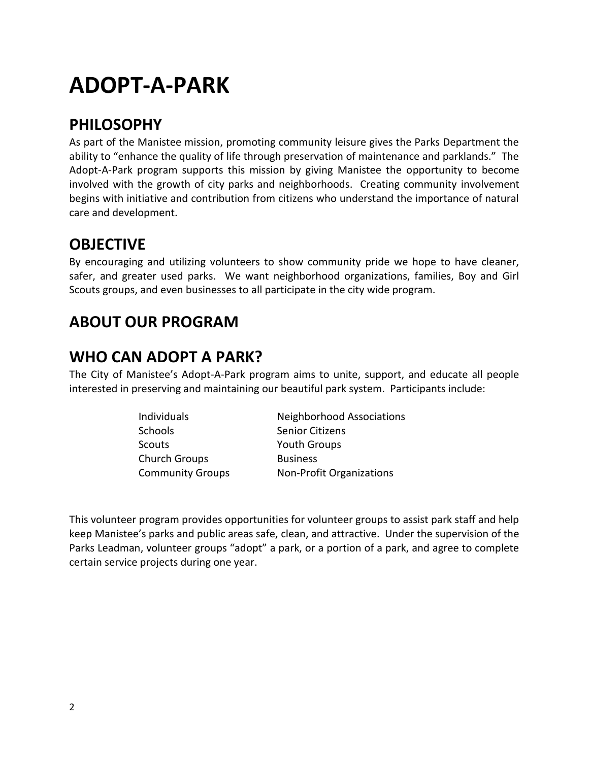# ADOPT-A-PARK

## PHILOSOPHY

As part of the Manistee mission, promoting community leisure gives the Parks Department the ability to "enhance the quality of life through preservation of maintenance and parklands." The Adopt-A-Park program supports this mission by giving Manistee the opportunity to become involved with the growth of city parks and neighborhoods. Creating community involvement begins with initiative and contribution from citizens who understand the importance of natural care and development.

## OBJECTIVE

By encouraging and utilizing volunteers to show community pride we hope to have cleaner, safer, and greater used parks. We want neighborhood organizations, families, Boy and Girl Scouts groups, and even businesses to all participate in the city wide program.

## ABOUT OUR PROGRAM

## WHO CAN ADOPT A PARK?

The City of Manistee's Adopt-A-Park program aims to unite, support, and educate all people interested in preserving and maintaining our beautiful park system. Participants include:

- Individuals
- Schools
- Scouts
- Church Groups
- Community Groups
- Neighborhood Associations
- Senior Citizens
- Youth Groups
- Business
- Non-Profit Organizations

This volunteer program provides opportunities for volunteer groups to assist park staff and help keep Manistee's parks and public areas safe, clean, and attractive. Under the supervision of the Parks Leadman, volunteer groups "adopt" a park, or a portion of a park, and agree to complete certain service projects during one year.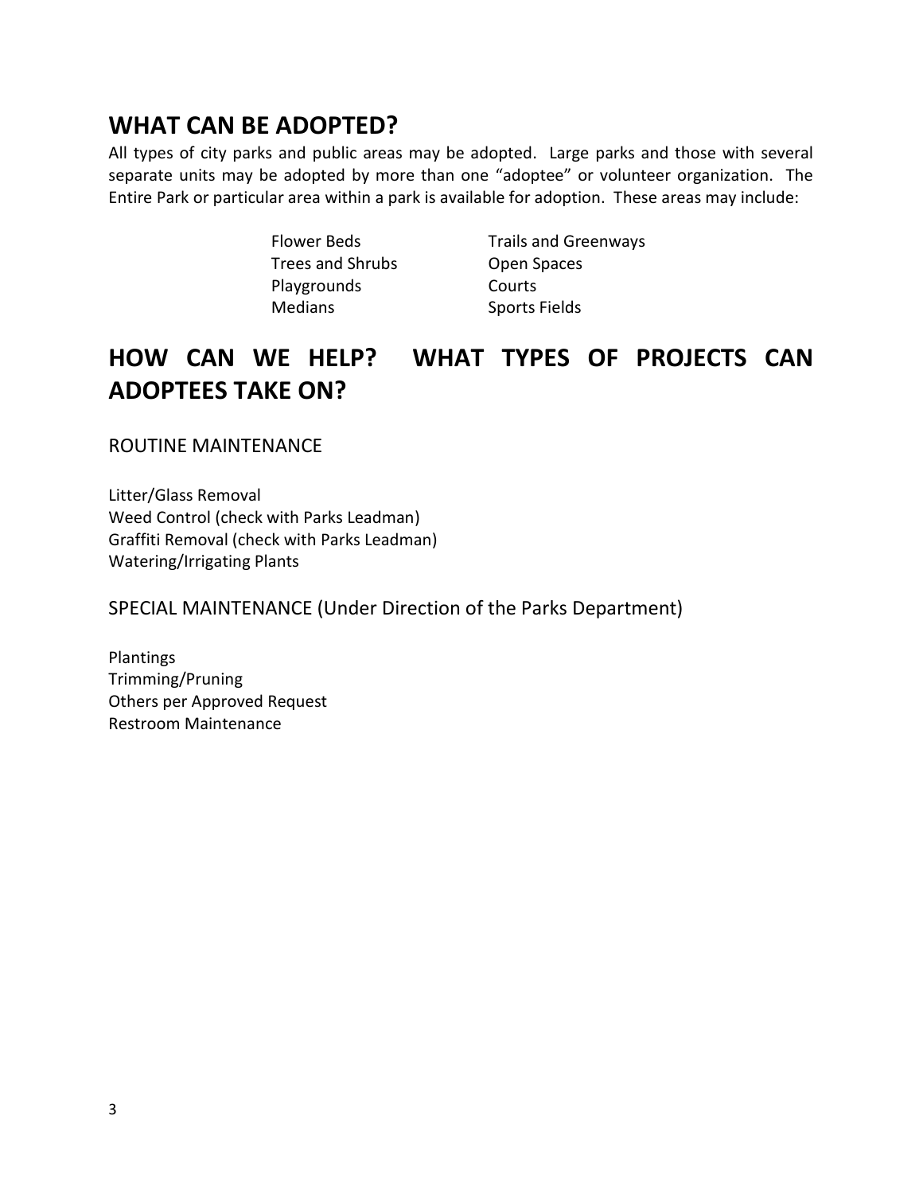## WHAT CAN BE ADOPTED?

All types of city parks and public areas may be adopted. Large parks and those with several separate units may be adopted by more than one "adoptee" or volunteer organization. The Entire Park or particular area within a park is available for adoption. These areas may include:

- Flower Beds
- Trees and Shrubs
- Playgrounds
- Medians
- Trails and Greenways
- Open Spaces
- Courts
- Sports Fields

## HOW CAN WE HELP? WHAT TYPES OF PROJECTS CAN ADOPTEES TAKE ON?

### ROUTINE MAINTENANCE

Litter/Glass Removal
Weed Control (check with Parks Leadman)
Graffiti Removal (check with Parks Leadman)
Watering/Irrigating Plants

### SPECIAL MAINTENANCE (Under Direction of the Parks Department)

Plantings
Trimming/Pruning
Others per Approved Request
Restroom Maintenance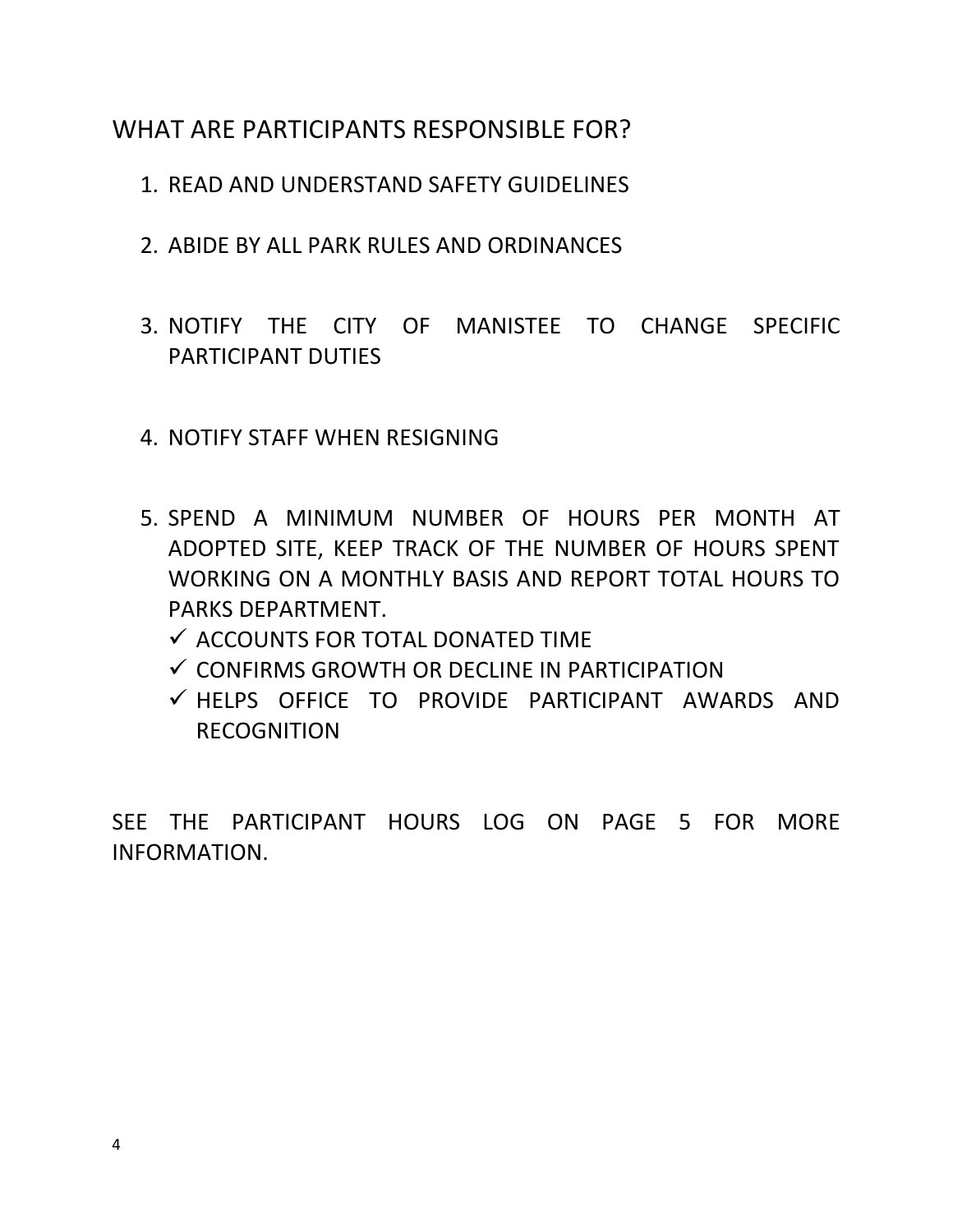## WHAT ARE PARTICIPANTS RESPONSIBLE FOR?

1. READ AND UNDERSTAND SAFETY GUIDELINES
2. ABIDE BY ALL PARK RULES AND ORDINANCES
3. NOTIFY THE CITY OF MANISTEE TO CHANGE SPECIFIC PARTICIPANT DUTIES
4. NOTIFY STAFF WHEN RESIGNING
5. SPEND A MINIMUM NUMBER OF HOURS PER MONTH AT ADOPTED SITE, KEEP TRACK OF THE NUMBER OF HOURS SPENT WORKING ON A MONTHLY BASIS AND REPORT TOTAL HOURS TO PARKS DEPARTMENT.
   - ✓ ACCOUNTS FOR TOTAL DONATED TIME
   - ✓ CONFIRMS GROWTH OR DECLINE IN PARTICIPATION
   - ✓ HELPS OFFICE TO PROVIDE PARTICIPANT AWARDS AND RECOGNITION

SEE THE PARTICIPANT HOURS LOG ON PAGE 5 FOR MORE INFORMATION.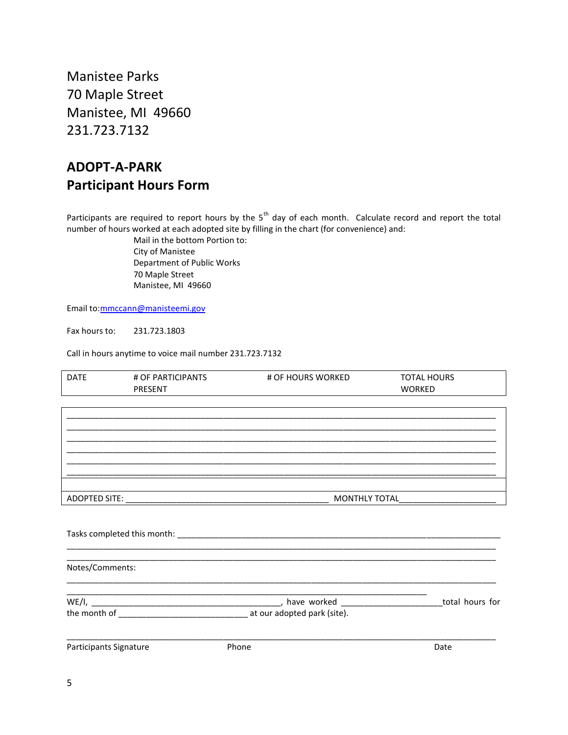Manistee Parks
70 Maple Street
Manistee, MI 49660
231.723.7132

# ADOPT-A-PARK
# Participant Hours Form

Participants are required to report hours by the 5th day of each month. Calculate record and report the total number of hours worked at each adopted site by filling in the chart (for convenience) and:

Mail in the bottom Portion to:
City of Manistee
Department of Public Works
70 Maple Street
Manistee, MI 49660

Email to: mmccann@manisteemi.gov

Fax hours to: 231.723.1803

Call in hours anytime to voice mail number 231.723.7132

| DATE | # OF PARTICIPANTS PRESENT | # OF HOURS WORKED | TOTAL HOURS WORKED |
|---|---|---|---|
| | | | |
| | | | |
| | | | |
| | | | |
| | | | |
| | | | |

ADOPTED SITE: ____________________________________________ MONTHLY TOTAL_____________________

Tasks completed this month: ___________________________________________________________________________
_____________________________________________________________________________________________
_____________________________________________________________________________________________

Notes/Comments:
_____________________________________________________________________________________________
_____________________________________________________________________________________________

WE/I, ____________________________________________, have worked _____________________total hours for the month of ____________________________ at our adopted park (site).

_____________________________________________________________________________________________
Participants Signature Phone Date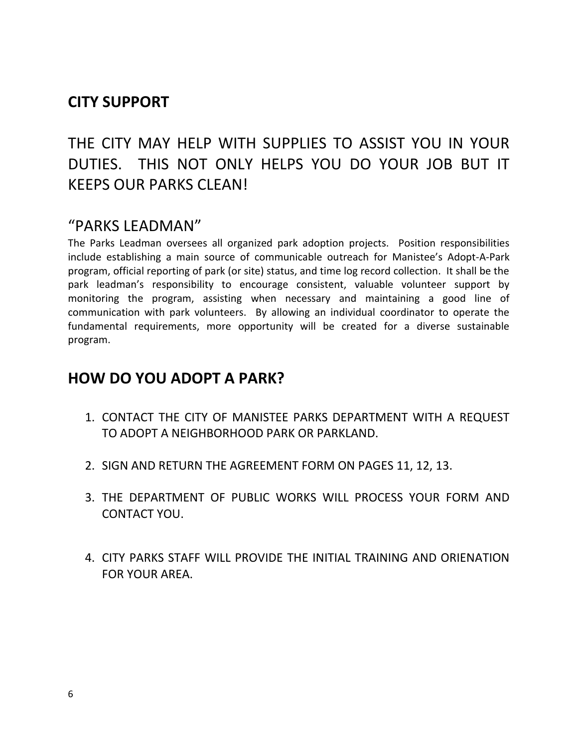## CITY SUPPORT

THE CITY MAY HELP WITH SUPPLIES TO ASSIST YOU IN YOUR DUTIES. THIS NOT ONLY HELPS YOU DO YOUR JOB BUT IT KEEPS OUR PARKS CLEAN!

### "PARKS LEADMAN"

The Parks Leadman oversees all organized park adoption projects. Position responsibilities include establishing a main source of communicable outreach for Manistee's Adopt-A-Park program, official reporting of park (or site) status, and time log record collection. It shall be the park leadman's responsibility to encourage consistent, valuable volunteer support by monitoring the program, assisting when necessary and maintaining a good line of communication with park volunteers. By allowing an individual coordinator to operate the fundamental requirements, more opportunity will be created for a diverse sustainable program.

## HOW DO YOU ADOPT A PARK?

1. CONTACT THE CITY OF MANISTEE PARKS DEPARTMENT WITH A REQUEST TO ADOPT A NEIGHBORHOOD PARK OR PARKLAND.

2. SIGN AND RETURN THE AGREEMENT FORM ON PAGES 11, 12, 13.

3. THE DEPARTMENT OF PUBLIC WORKS WILL PROCESS YOUR FORM AND CONTACT YOU.

4. CITY PARKS STAFF WILL PROVIDE THE INITIAL TRAINING AND ORIENATION FOR YOUR AREA.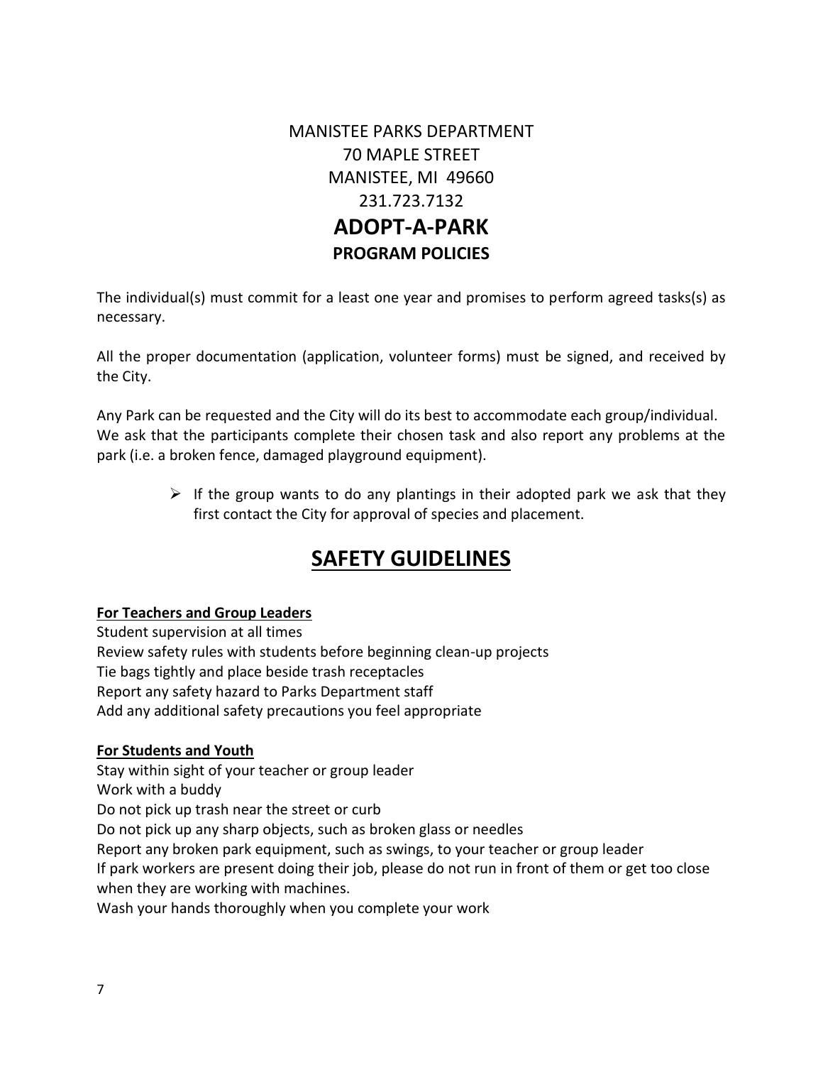MANISTEE PARKS DEPARTMENT
70 MAPLE STREET
MANISTEE, MI 49660
231.723.7132

# ADOPT-A-PARK

## PROGRAM POLICIES

The individual(s) must commit for a least one year and promises to perform agreed tasks(s) as necessary.

All the proper documentation (application, volunteer forms) must be signed, and received by the City.

Any Park can be requested and the City will do its best to accommodate each group/individual. We ask that the participants complete their chosen task and also report any problems at the park (i.e. a broken fence, damaged playground equipment).

- If the group wants to do any plantings in their adopted park we ask that they first contact the City for approval of species and placement.

# SAFETY GUIDELINES

**For Teachers and Group Leaders**

Student supervision at all times
Review safety rules with students before beginning clean-up projects
Tie bags tightly and place beside trash receptacles
Report any safety hazard to Parks Department staff
Add any additional safety precautions you feel appropriate

**For Students and Youth**

Stay within sight of your teacher or group leader
Work with a buddy
Do not pick up trash near the street or curb
Do not pick up any sharp objects, such as broken glass or needles
Report any broken park equipment, such as swings, to your teacher or group leader
If park workers are present doing their job, please do not run in front of them or get too close when they are working with machines.
Wash your hands thoroughly when you complete your work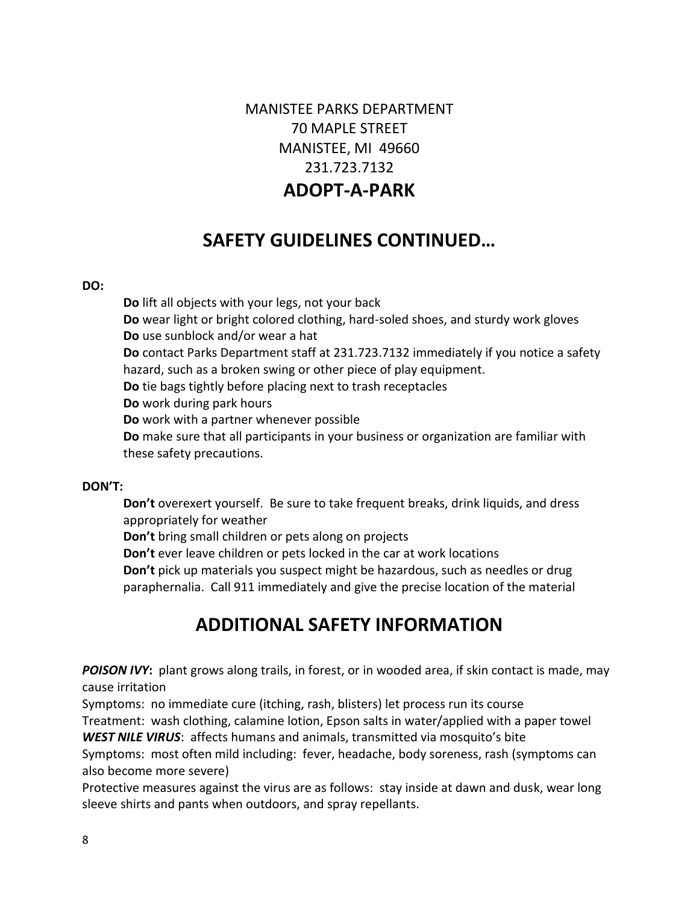MANISTEE PARKS DEPARTMENT
70 MAPLE STREET
MANISTEE, MI 49660
231.723.7132

# ADOPT-A-PARK

## SAFETY GUIDELINES CONTINUED…

**DO:**

- **Do** lift all objects with your legs, not your back
- **Do** wear light or bright colored clothing, hard-soled shoes, and sturdy work gloves
- **Do** use sunblock and/or wear a hat
- **Do** contact Parks Department staff at 231.723.7132 immediately if you notice a safety hazard, such as a broken swing or other piece of play equipment.
- **Do** tie bags tightly before placing next to trash receptacles
- **Do** work during park hours
- **Do** work with a partner whenever possible
- **Do** make sure that all participants in your business or organization are familiar with these safety precautions.

**DON'T:**

- **Don't** overexert yourself. Be sure to take frequent breaks, drink liquids, and dress appropriately for weather
- **Don't** bring small children or pets along on projects
- **Don't** ever leave children or pets locked in the car at work locations
- **Don't** pick up materials you suspect might be hazardous, such as needles or drug paraphernalia. Call 911 immediately and give the precise location of the material

## ADDITIONAL SAFETY INFORMATION

***POISON IVY*:** plant grows along trails, in forest, or in wooded area, if skin contact is made, may cause irritation

Symptoms: no immediate cure (itching, rash, blisters) let process run its course

Treatment: wash clothing, calamine lotion, Epson salts in water/applied with a paper towel

***WEST NILE VIRUS***: affects humans and animals, transmitted via mosquito's bite

Symptoms: most often mild including: fever, headache, body soreness, rash (symptoms can also become more severe)

Protective measures against the virus are as follows: stay inside at dawn and dusk, wear long sleeve shirts and pants when outdoors, and spray repellants.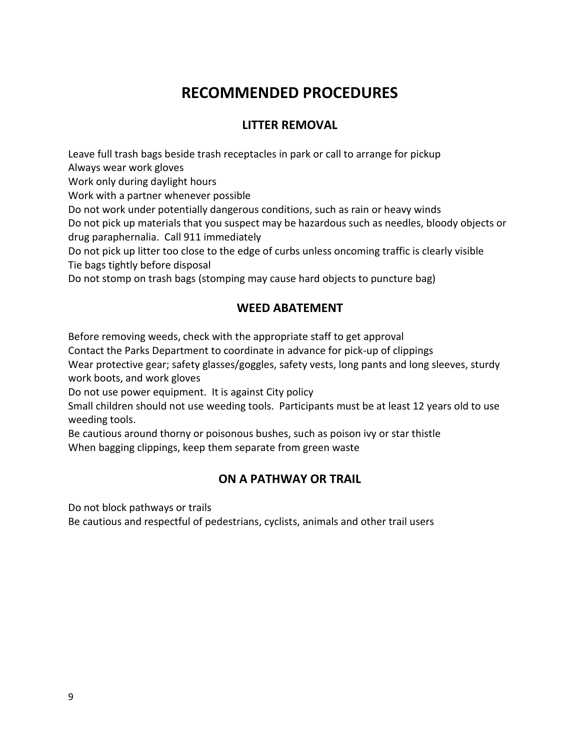# RECOMMENDED PROCEDURES

## LITTER REMOVAL

Leave full trash bags beside trash receptacles in park or call to arrange for pickup
Always wear work gloves
Work only during daylight hours
Work with a partner whenever possible
Do not work under potentially dangerous conditions, such as rain or heavy winds
Do not pick up materials that you suspect may be hazardous such as needles, bloody objects or drug paraphernalia. Call 911 immediately
Do not pick up litter too close to the edge of curbs unless oncoming traffic is clearly visible
Tie bags tightly before disposal
Do not stomp on trash bags (stomping may cause hard objects to puncture bag)

## WEED ABATEMENT

Before removing weeds, check with the appropriate staff to get approval
Contact the Parks Department to coordinate in advance for pick-up of clippings
Wear protective gear; safety glasses/goggles, safety vests, long pants and long sleeves, sturdy work boots, and work gloves
Do not use power equipment. It is against City policy
Small children should not use weeding tools. Participants must be at least 12 years old to use weeding tools.
Be cautious around thorny or poisonous bushes, such as poison ivy or star thistle
When bagging clippings, keep them separate from green waste

## ON A PATHWAY OR TRAIL

Do not block pathways or trails
Be cautious and respectful of pedestrians, cyclists, animals and other trail users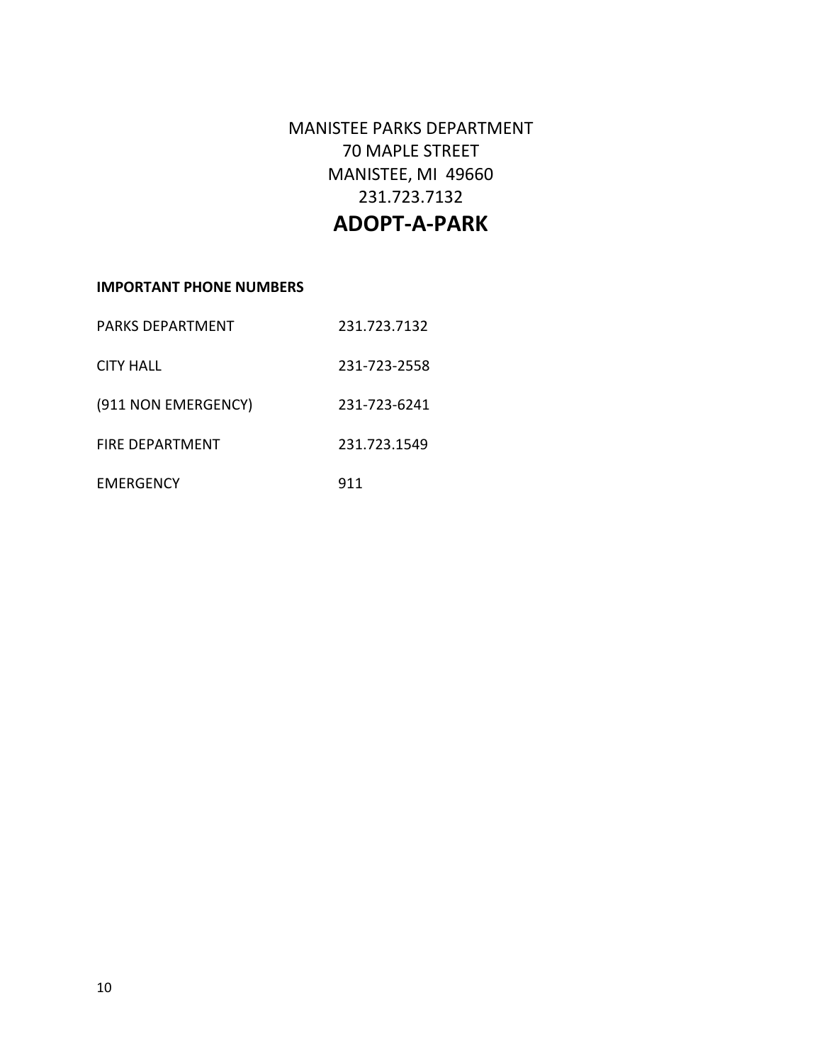MANISTEE PARKS DEPARTMENT
70 MAPLE STREET
MANISTEE, MI 49660
231.723.7132

# ADOPT-A-PARK

**IMPORTANT PHONE NUMBERS**

| | |
|---|---|
| PARKS DEPARTMENT | 231.723.7132 |
| CITY HALL | 231-723-2558 |
| (911 NON EMERGENCY) | 231-723-6241 |
| FIRE DEPARTMENT | 231.723.1549 |
| EMERGENCY | 911 |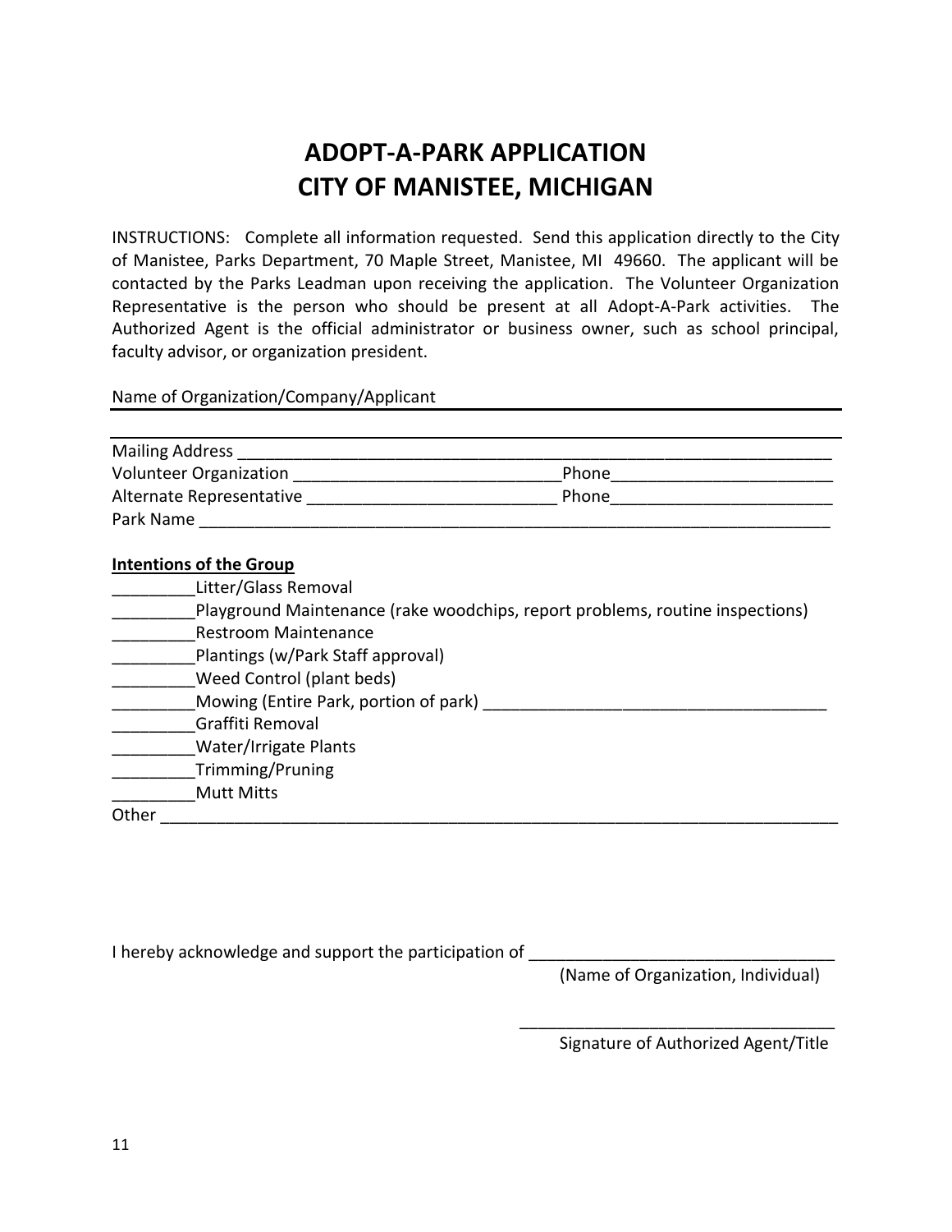# ADOPT-A-PARK APPLICATION
# CITY OF MANISTEE, MICHIGAN

INSTRUCTIONS: Complete all information requested. Send this application directly to the City of Manistee, Parks Department, 70 Maple Street, Manistee, MI 49660. The applicant will be contacted by the Parks Leadman upon receiving the application. The Volunteer Organization Representative is the person who should be present at all Adopt-A-Park activities. The Authorized Agent is the official administrator or business owner, such as school principal, faculty advisor, or organization president.

Name of Organization/Company/Applicant ___________________________________________

_____________________________________________________________________________

Mailing Address ______________________________________________________________

Volunteer Organization _____________________________ Phone________________________

Alternate Representative ___________________________ Phone________________________

Park Name ___________________________________________________________________

**Intentions of the Group**

_________Litter/Glass Removal

_________Playground Maintenance (rake woodchips, report problems, routine inspections)

_________Restroom Maintenance

_________Plantings (w/Park Staff approval)

_________Weed Control (plant beds)

_________Mowing (Entire Park, portion of park) _____________________________________

_________Graffiti Removal

_________Water/Irrigate Plants

_________Trimming/Pruning

_________Mutt Mitts

Other _______________________________________________________________________

I hereby acknowledge and support the participation of ________________________________

(Name of Organization, Individual)

__________________________________

Signature of Authorized Agent/Title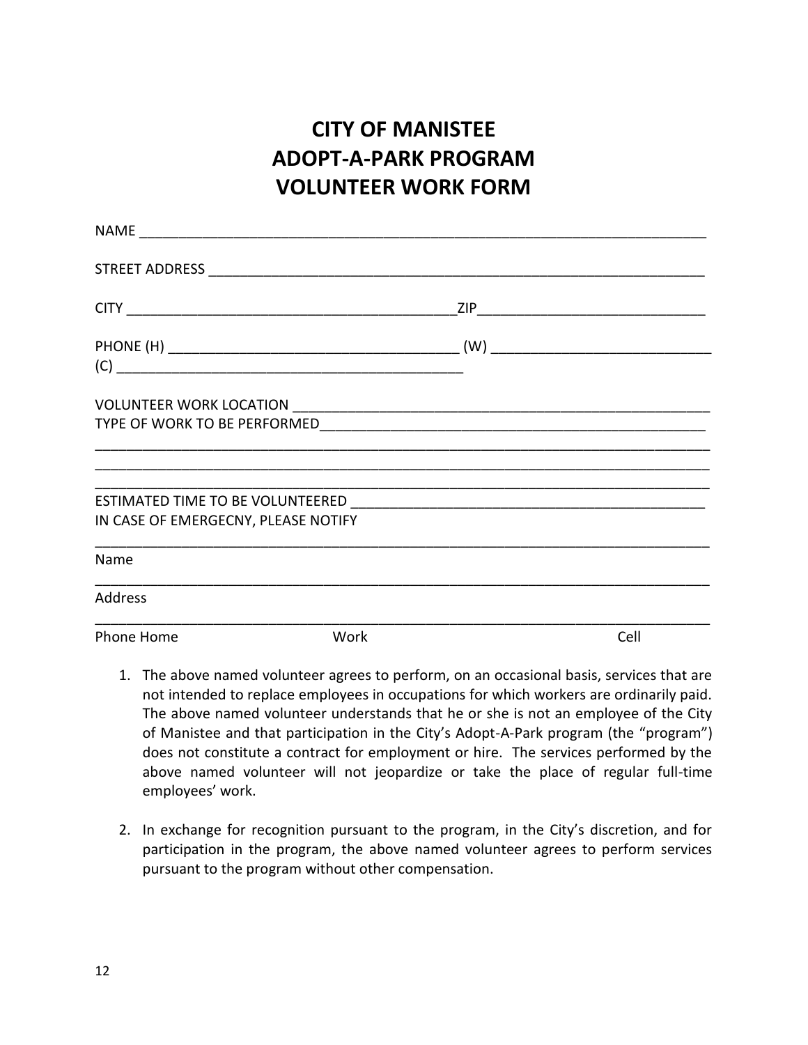# CITY OF MANISTEE
# ADOPT-A-PARK PROGRAM
# VOLUNTEER WORK FORM

NAME ___________________________________________________________________________

STREET ADDRESS _________________________________________________________________

CITY ____________________________________________ZIP______________________________

PHONE (H) ______________________________________ (W) _____________________________
(C) ______________________________________________

VOLUNTEER WORK LOCATION _______________________________________________________
TYPE OF WORK TO BE PERFORMED___________________________________________________
________________________________________________________________________________
________________________________________________________________________________
________________________________________________________________________________
ESTIMATED TIME TO BE VOLUNTEERED ________________________________________________
IN CASE OF EMERGECNY, PLEASE NOTIFY
________________________________________________________________________________
Name
________________________________________________________________________________
Address
________________________________________________________________________________
Phone Home                                Work                                                    Cell

1. The above named volunteer agrees to perform, on an occasional basis, services that are not intended to replace employees in occupations for which workers are ordinarily paid. The above named volunteer understands that he or she is not an employee of the City of Manistee and that participation in the City's Adopt-A-Park program (the "program") does not constitute a contract for employment or hire. The services performed by the above named volunteer will not jeopardize or take the place of regular full-time employees' work.

2. In exchange for recognition pursuant to the program, in the City's discretion, and for participation in the program, the above named volunteer agrees to perform services pursuant to the program without other compensation.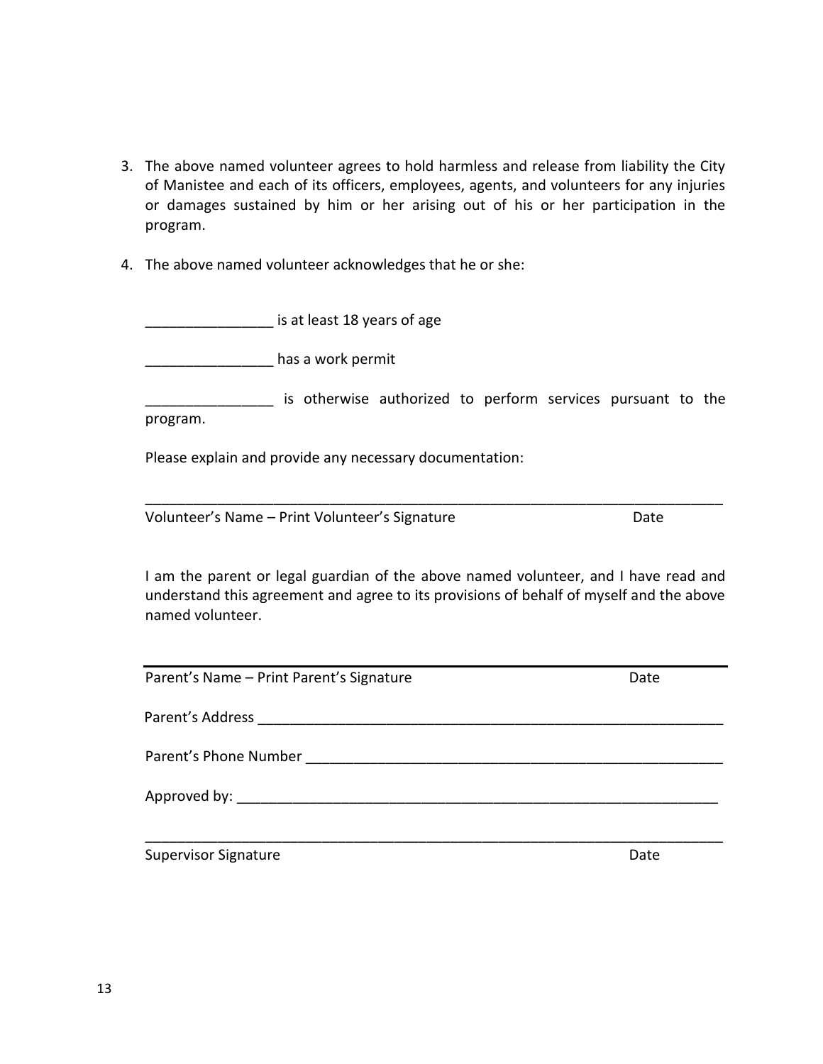3. The above named volunteer agrees to hold harmless and release from liability the City of Manistee and each of its officers, employees, agents, and volunteers for any injuries or damages sustained by him or her arising out of his or her participation in the program.

4. The above named volunteer acknowledges that he or she:

   ________________ is at least 18 years of age

   ________________ has a work permit

   ________________ is otherwise authorized to perform services pursuant to the program.

   Please explain and provide any necessary documentation:

   ___________________________________________________________________________

   Volunteer's Name – Print Volunteer's Signature Date

   I am the parent or legal guardian of the above named volunteer, and I have read and understand this agreement and agree to its provisions of behalf of myself and the above named volunteer.

   ___________________________________________________________________________

   Parent's Name – Print Parent's Signature Date

   Parent's Address ___________________________________________________________

   Parent's Phone Number ______________________________________________________

   Approved by: _______________________________________________________________

   ___________________________________________________________________________

   Supervisor Signature Date